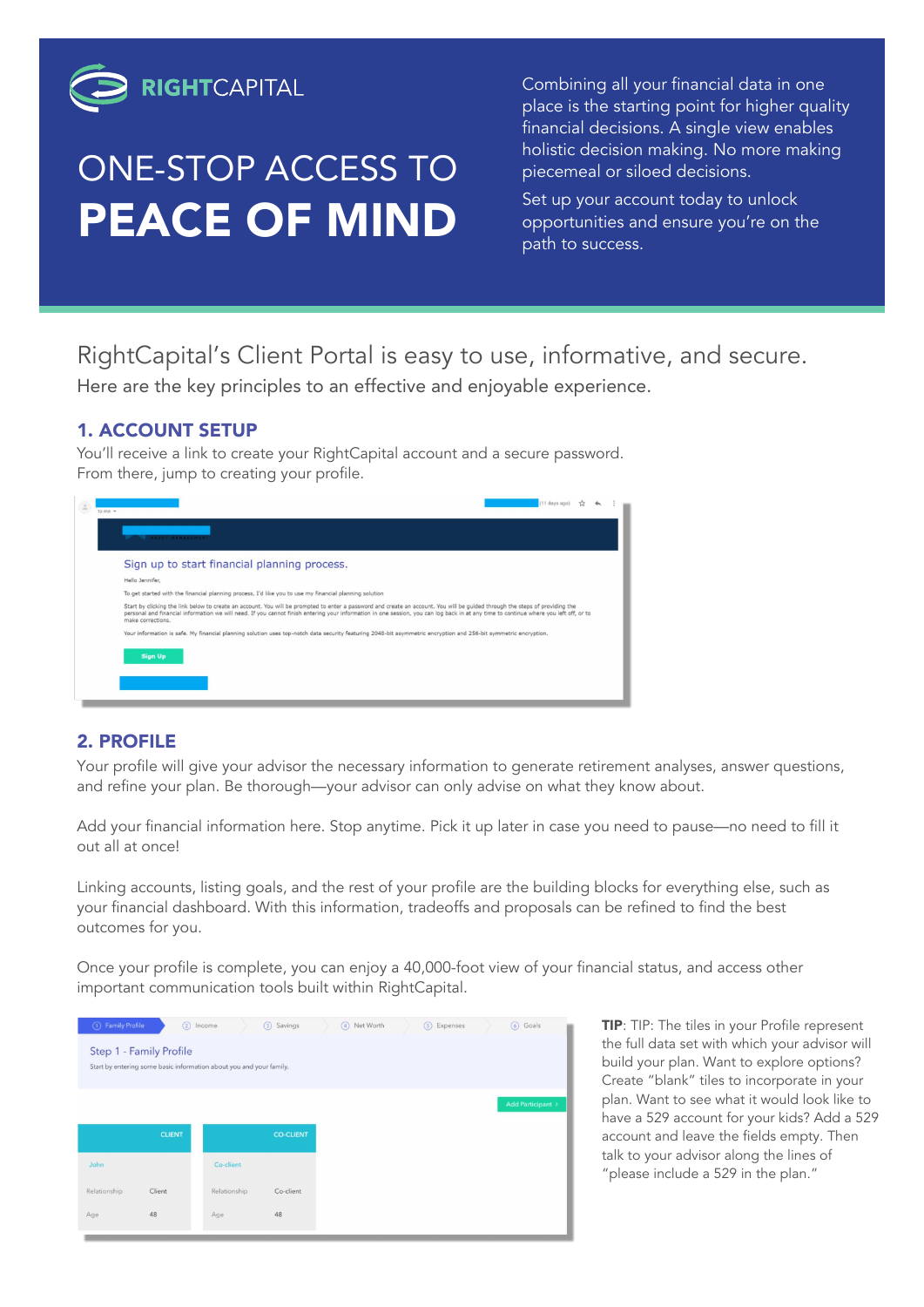RIGHTCAPITAL

# ONE-STOP ACCESS TO **PEACE OF MIND**

Combining all your financial data in one place is the starting point for higher quality financial decisions. A single view enables holistic decision making. No more making piecemeal or siloed decisions.

Set up your account today to unlock opportunities and ensure you're on the path to success.

## RightCapital's Client Portal is easy to use, informative, and secure.

Here are the key principles to an effective and enjoyable experience.

### 1. ACCOUNT SETUP

You'll receive a link to create your RightCapital account and a secure password. From there, jump to creating your profile.

### 2. PROFILE

Your profile will give your advisor the necessary information to generate retirement analyses, answer questions, and refine your plan. Be thorough—your advisor can only advise on what they know about.

Add your financial information here. Stop anytime. Pick it up later in case you need to pause—no need to fill it out all at once!

Linking accounts, listing goals, and the rest of your profile are the building blocks for everything else, such as your financial dashboard. With this information, tradeoffs and proposals can be refined to find the best outcomes for you.

Once your profile is complete, you can enjoy a 40,000-foot view of your financial status, and access other important communication tools built within RightCapital.

**TIP**: TIP: The tiles in your Profile represent the full data set with which your advisor will build your plan. Want to explore options? Create "blank" tiles to incorporate in your plan. Want to see what it would look like to have a 529 account for your kids? Add a 529 account and leave the fields empty. Then talk to your advisor along the lines of "please include a 529 in the plan."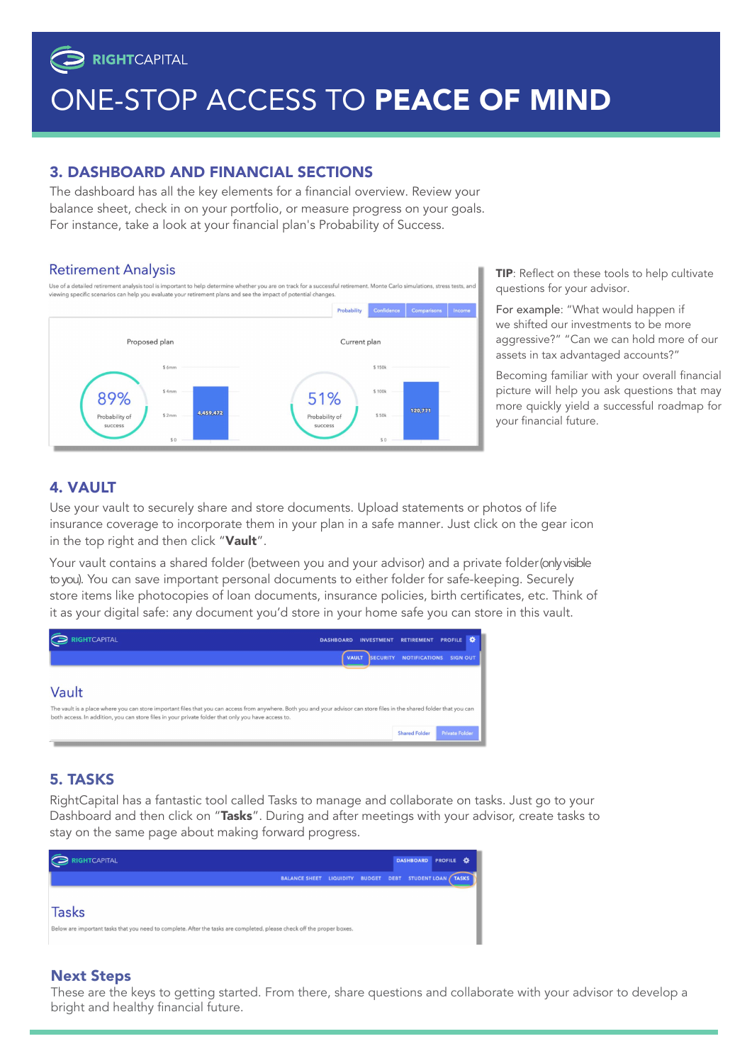RIGHTCAPITAL

# ONE-STOP ACCESS TO **PEACE OF MIND**

## 3. DASHBOARD AND FINANCIAL SECTIONS

The dashboard has all the key elements for a financial overview. Review your balance sheet, check in on your portfolio, or measure progress on your goals. For instance, take a look at your financial plan's Probability of Success.

Retirement Analysis

Use of a detailed retirement analysis tool is important to help determine whether you are on track for a successful retirement. Monte Carlo simulations, stress tests, and viewing specific scenarios can help you evaluate your retirement plans and see the impact of potential changes.

Probability | Confidence | Comparisons | Income

Proposed plan

89%
Probability of success

$ 6mm
$ 4mm
$ 2mm
$ 0
4,459,472

Current plan

51%
Probability of success

$ 150k
$ 100k
$ 50k
$ 0
120,771

**TIP**: Reflect on these tools to help cultivate questions for your advisor.

For example: "What would happen if we shifted our investments to be more aggressive?" "Can we can hold more of our assets in tax advantaged accounts?"

Becoming familiar with your overall financial picture will help you ask questions that may more quickly yield a successful roadmap for your financial future.

## 4. VAULT

Use your vault to securely share and store documents. Upload statements or photos of life insurance coverage to incorporate them in your plan in a safe manner. Just click on the gear icon in the top right and then click "**Vault**".

Your vault contains a shared folder (between you and your advisor) and a private folder (only visible to you). You can save important personal documents to either folder for safe-keeping. Securely store items like photocopies of loan documents, insurance policies, birth certificates, etc. Think of it as your digital safe: any document you'd store in your home safe you can store in this vault.

RIGHTCAPITAL
DASHBOARD INVESTMENT RETIREMENT PROFILE
VAULT SECURITY NOTIFICATIONS SIGN OUT

Vault

The vault is a place where you can store important files that you can access from anywhere. Both you and your advisor can store files in the shared folder that you can both access. In addition, you can store files in your private folder that only you have access to.

Shared Folder | Private Folder

## 5. TASKS

RightCapital has a fantastic tool called Tasks to manage and collaborate on tasks. Just go to your Dashboard and then click on "**Tasks**". During and after meetings with your advisor, create tasks to stay on the same page about making forward progress.

RIGHTCAPITAL
DASHBOARD PROFILE
BALANCE SHEET LIQUIDITY BUDGET DEBT STUDENT LOAN TASKS

Tasks

Below are important tasks that you need to complete. After the tasks are completed, please check off the proper boxes.

## Next Steps

These are the keys to getting started. From there, share questions and collaborate with your advisor to develop a bright and healthy financial future.